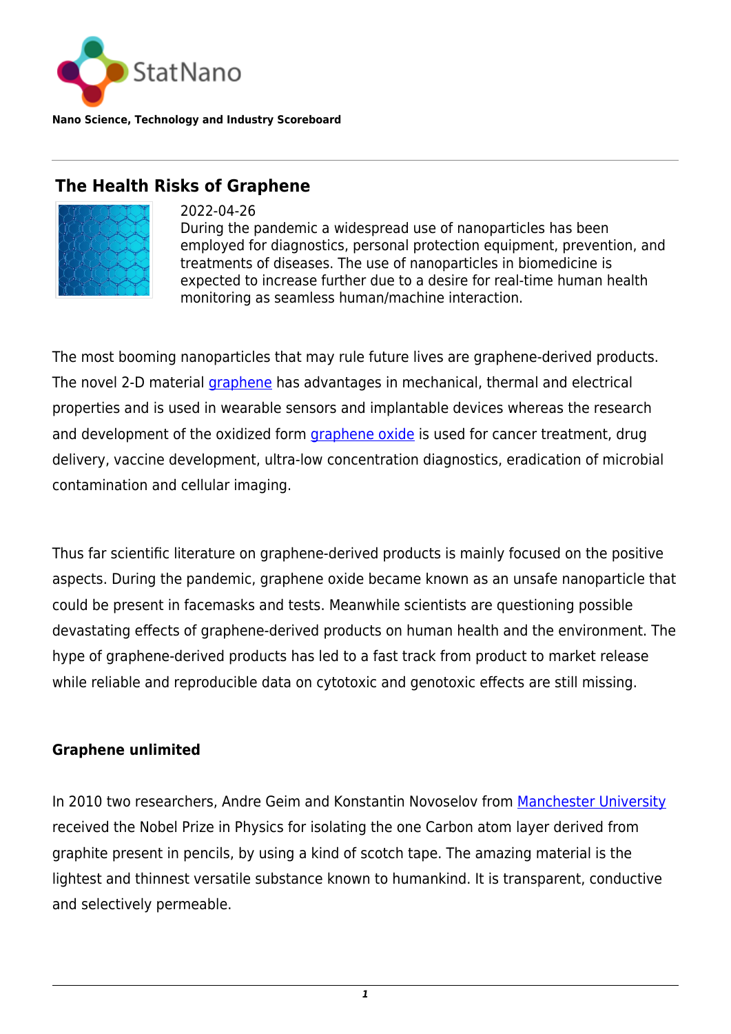StatNano

**Nano Science, Technology and Industry Scoreboard**

---

## The Health Risks of Graphene

2022-04-26

During the pandemic a widespread use of nanoparticles has been employed for diagnostics, personal protection equipment, prevention, and treatments of diseases. The use of nanoparticles in biomedicine is expected to increase further due to a desire for real-time human health monitoring as seamless human/machine interaction.

The most booming nanoparticles that may rule future lives are graphene-derived products. The novel 2-D material graphene has advantages in mechanical, thermal and electrical properties and is used in wearable sensors and implantable devices whereas the research and development of the oxidized form graphene oxide is used for cancer treatment, drug delivery, vaccine development, ultra-low concentration diagnostics, eradication of microbial contamination and cellular imaging.

Thus far scientific literature on graphene-derived products is mainly focused on the positive aspects. During the pandemic, graphene oxide became known as an unsafe nanoparticle that could be present in facemasks and tests. Meanwhile scientists are questioning possible devastating effects of graphene-derived products on human health and the environment. The hype of graphene-derived products has led to a fast track from product to market release while reliable and reproducible data on cytotoxic and genotoxic effects are still missing.

**Graphene unlimited**

In 2010 two researchers, Andre Geim and Konstantin Novoselov from Manchester University received the Nobel Prize in Physics for isolating the one Carbon atom layer derived from graphite present in pencils, by using a kind of scotch tape. The amazing material is the lightest and thinnest versatile substance known to humankind. It is transparent, conductive and selectively permeable.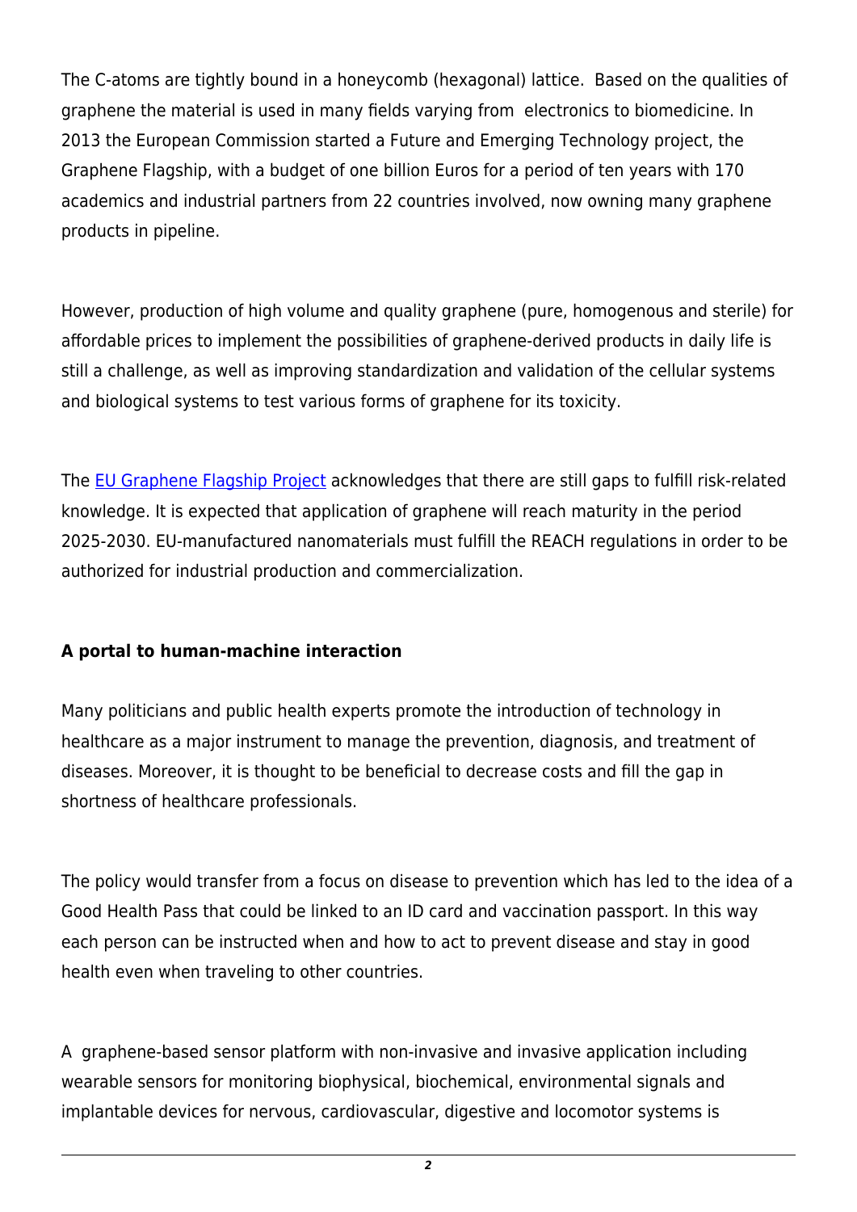The C-atoms are tightly bound in a honeycomb (hexagonal) lattice. Based on the qualities of graphene the material is used in many fields varying from electronics to biomedicine. In 2013 the European Commission started a Future and Emerging Technology project, the Graphene Flagship, with a budget of one billion Euros for a period of ten years with 170 academics and industrial partners from 22 countries involved, now owning many graphene products in pipeline.

However, production of high volume and quality graphene (pure, homogenous and sterile) for affordable prices to implement the possibilities of graphene-derived products in daily life is still a challenge, as well as improving standardization and validation of the cellular systems and biological systems to test various forms of graphene for its toxicity.

The EU Graphene Flagship Project acknowledges that there are still gaps to fulfill risk-related knowledge. It is expected that application of graphene will reach maturity in the period 2025-2030. EU-manufactured nanomaterials must fulfill the REACH regulations in order to be authorized for industrial production and commercialization.

**A portal to human-machine interaction**

Many politicians and public health experts promote the introduction of technology in healthcare as a major instrument to manage the prevention, diagnosis, and treatment of diseases. Moreover, it is thought to be beneficial to decrease costs and fill the gap in shortness of healthcare professionals.

The policy would transfer from a focus on disease to prevention which has led to the idea of a Good Health Pass that could be linked to an ID card and vaccination passport. In this way each person can be instructed when and how to act to prevent disease and stay in good health even when traveling to other countries.

A graphene-based sensor platform with non-invasive and invasive application including wearable sensors for monitoring biophysical, biochemical, environmental signals and implantable devices for nervous, cardiovascular, digestive and locomotor systems is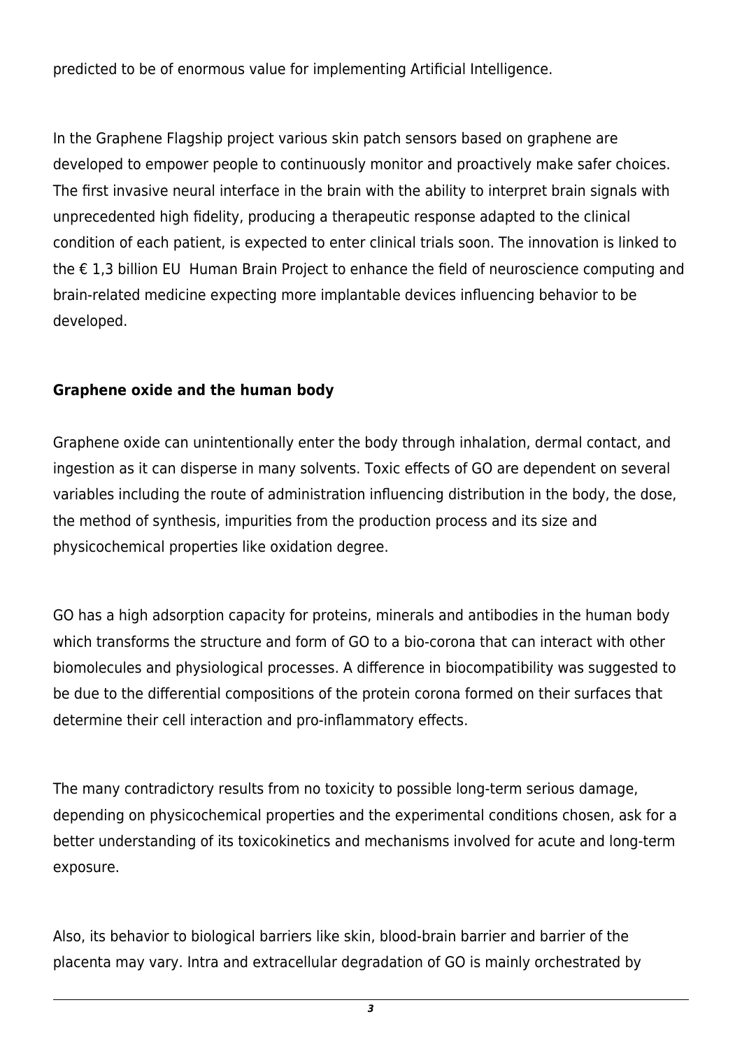predicted to be of enormous value for implementing Artificial Intelligence.

In the Graphene Flagship project various skin patch sensors based on graphene are developed to empower people to continuously monitor and proactively make safer choices. The first invasive neural interface in the brain with the ability to interpret brain signals with unprecedented high fidelity, producing a therapeutic response adapted to the clinical condition of each patient, is expected to enter clinical trials soon. The innovation is linked to the € 1,3 billion EU  Human Brain Project to enhance the field of neuroscience computing and brain-related medicine expecting more implantable devices influencing behavior to be developed.

**Graphene oxide and the human body**

Graphene oxide can unintentionally enter the body through inhalation, dermal contact, and ingestion as it can disperse in many solvents. Toxic effects of GO are dependent on several variables including the route of administration influencing distribution in the body, the dose, the method of synthesis, impurities from the production process and its size and physicochemical properties like oxidation degree.

GO has a high adsorption capacity for proteins, minerals and antibodies in the human body which transforms the structure and form of GO to a bio-corona that can interact with other biomolecules and physiological processes. A difference in biocompatibility was suggested to be due to the differential compositions of the protein corona formed on their surfaces that determine their cell interaction and pro-inflammatory effects.

The many contradictory results from no toxicity to possible long-term serious damage, depending on physicochemical properties and the experimental conditions chosen, ask for a better understanding of its toxicokinetics and mechanisms involved for acute and long-term exposure.

Also, its behavior to biological barriers like skin, blood-brain barrier and barrier of the placenta may vary. Intra and extracellular degradation of GO is mainly orchestrated by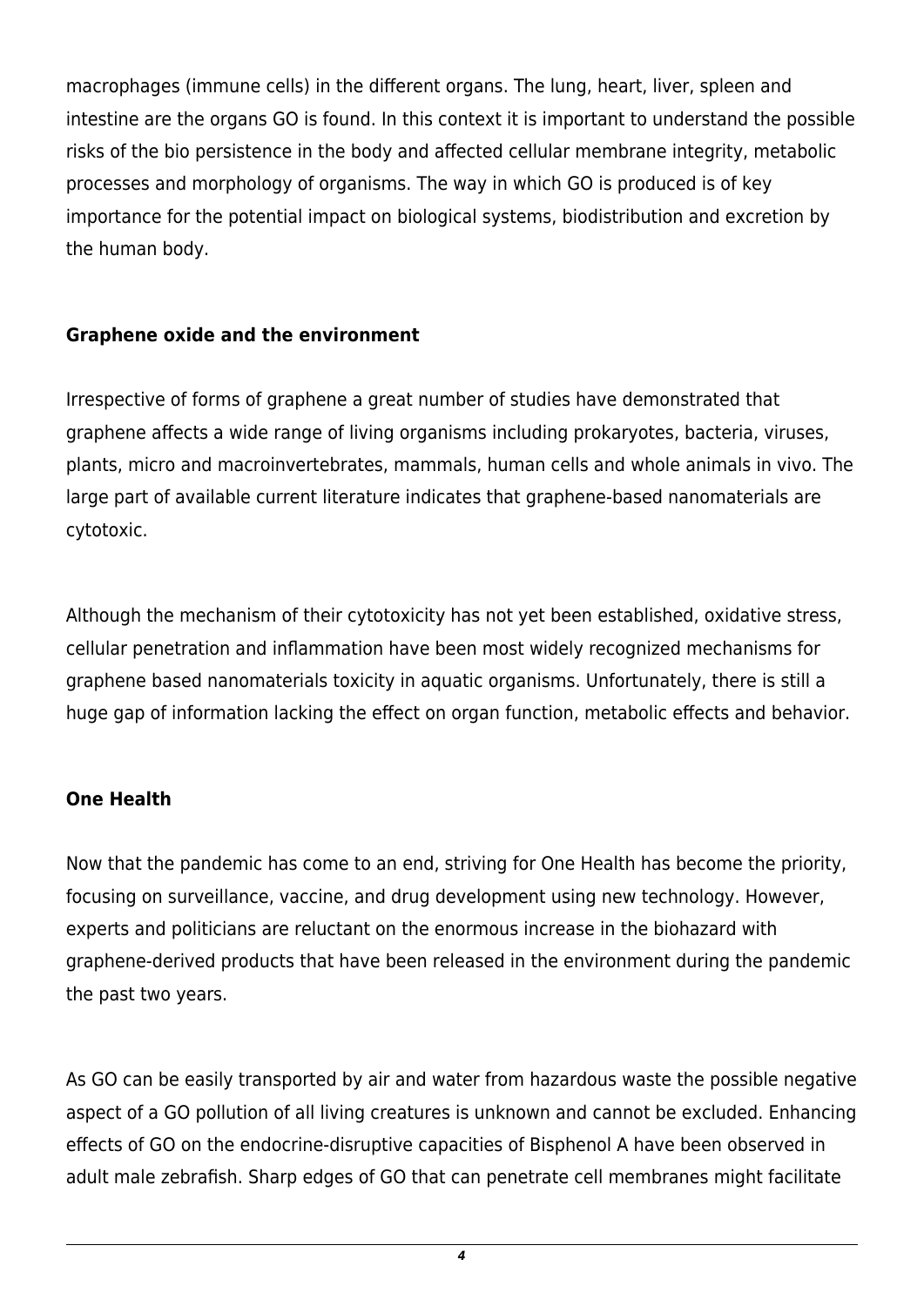macrophages (immune cells) in the different organs. The lung, heart, liver, spleen and intestine are the organs GO is found. In this context it is important to understand the possible risks of the bio persistence in the body and affected cellular membrane integrity, metabolic processes and morphology of organisms. The way in which GO is produced is of key importance for the potential impact on biological systems, biodistribution and excretion by the human body.

**Graphene oxide and the environment**

Irrespective of forms of graphene a great number of studies have demonstrated that graphene affects a wide range of living organisms including prokaryotes, bacteria, viruses, plants, micro and macroinvertebrates, mammals, human cells and whole animals in vivo. The large part of available current literature indicates that graphene-based nanomaterials are cytotoxic.

Although the mechanism of their cytotoxicity has not yet been established, oxidative stress, cellular penetration and inflammation have been most widely recognized mechanisms for graphene based nanomaterials toxicity in aquatic organisms. Unfortunately, there is still a huge gap of information lacking the effect on organ function, metabolic effects and behavior.

**One Health**

Now that the pandemic has come to an end, striving for One Health has become the priority, focusing on surveillance, vaccine, and drug development using new technology. However, experts and politicians are reluctant on the enormous increase in the biohazard with graphene-derived products that have been released in the environment during the pandemic the past two years.

As GO can be easily transported by air and water from hazardous waste the possible negative aspect of a GO pollution of all living creatures is unknown and cannot be excluded. Enhancing effects of GO on the endocrine-disruptive capacities of Bisphenol A have been observed in adult male zebrafish. Sharp edges of GO that can penetrate cell membranes might facilitate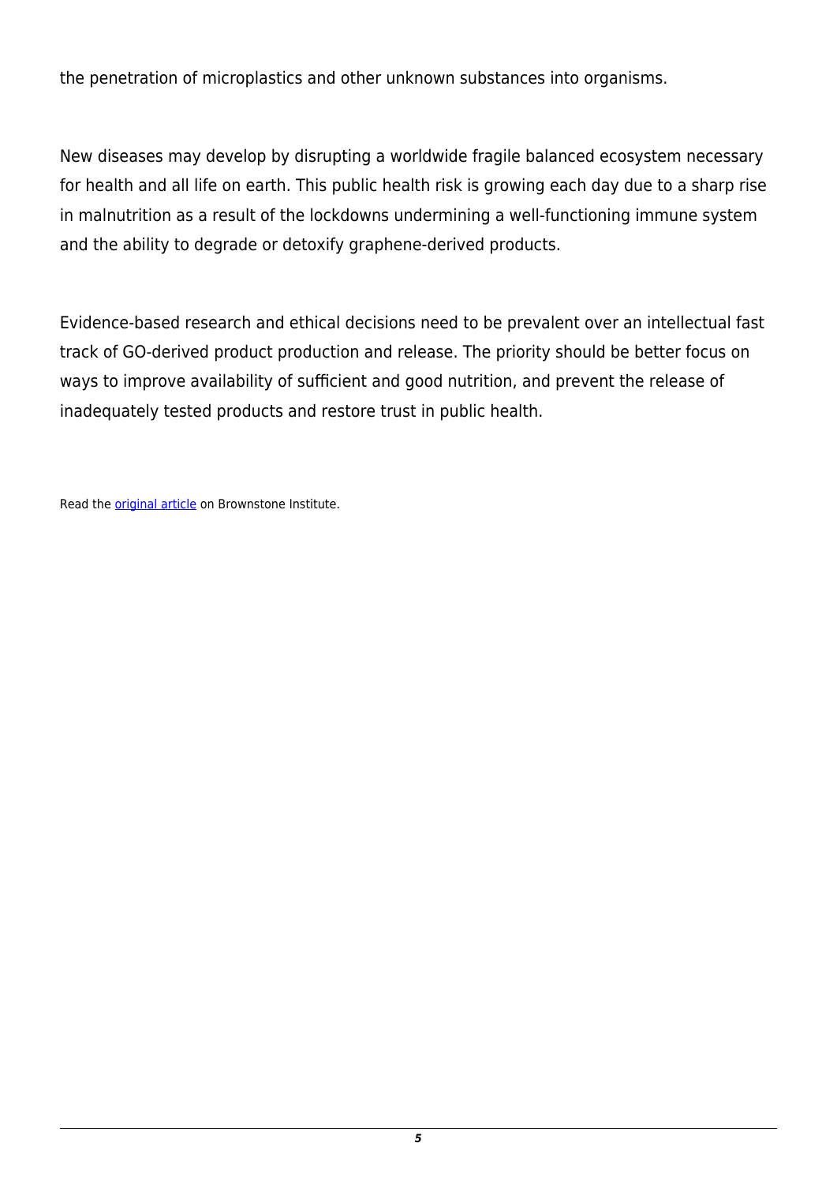the penetration of microplastics and other unknown substances into organisms.

New diseases may develop by disrupting a worldwide fragile balanced ecosystem necessary for health and all life on earth. This public health risk is growing each day due to a sharp rise in malnutrition as a result of the lockdowns undermining a well-functioning immune system and the ability to degrade or detoxify graphene-derived products.

Evidence-based research and ethical decisions need to be prevalent over an intellectual fast track of GO-derived product production and release. The priority should be better focus on ways to improve availability of sufficient and good nutrition, and prevent the release of inadequately tested products and restore trust in public health.

Read the original article on Brownstone Institute.